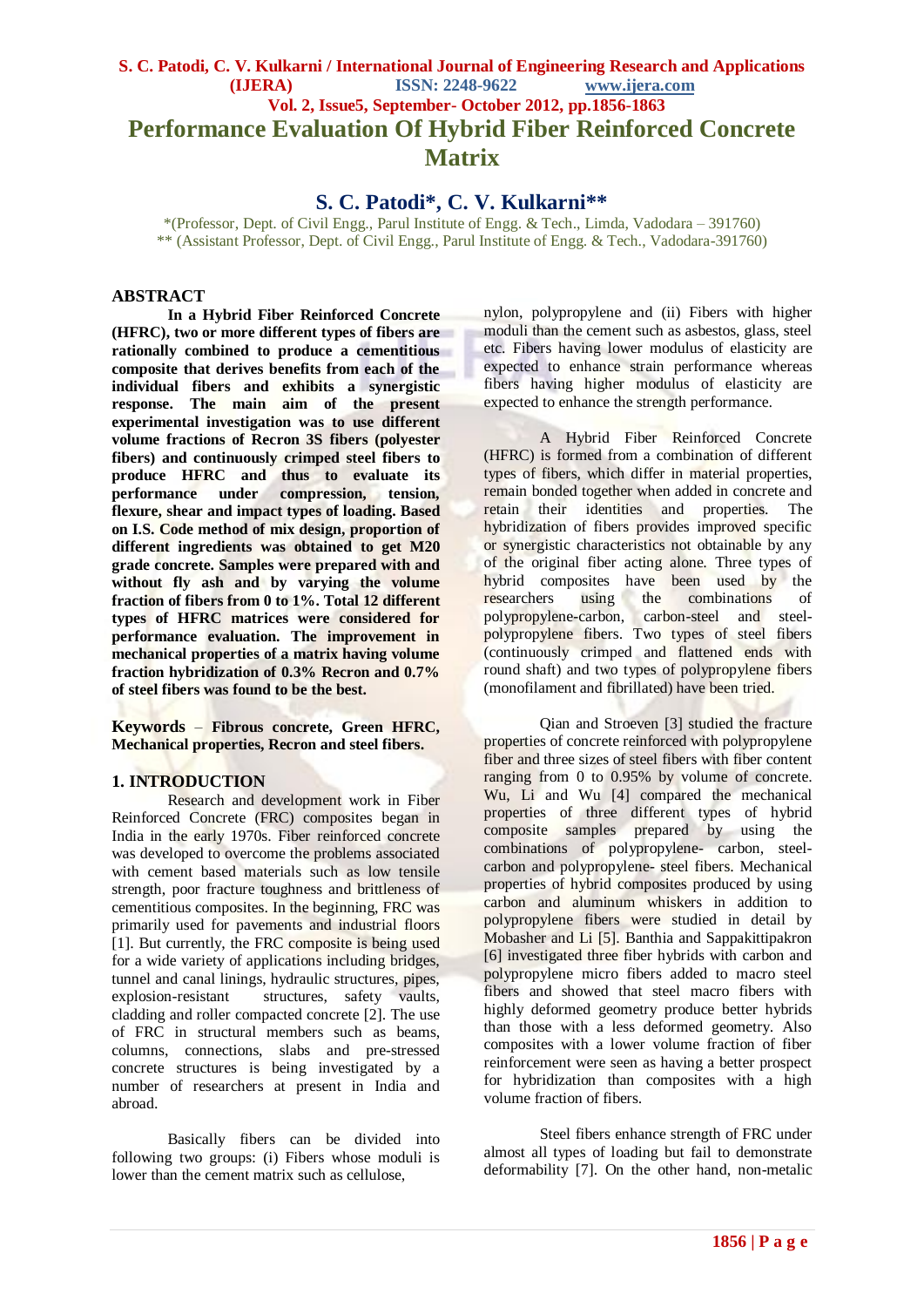# Performance Evaluation Of Hybrid Fiber Reinforced Concrete Matrix

## S. C. Patodi*, C. V. Kulkarni**

*(Professor, Dept. of Civil Engg., Parul Institute of Engg. & Tech., Limda, Vadodara – 391760)
** (Assistant Professor, Dept. of Civil Engg., Parul Institute of Engg. & Tech., Vadodara-391760)

## ABSTRACT

**In a Hybrid Fiber Reinforced Concrete (HFRC), two or more different types of fibers are rationally combined to produce a cementitious composite that derives benefits from each of the individual fibers and exhibits a synergistic response. The main aim of the present experimental investigation was to use different volume fractions of Recron 3S fibers (polyester fibers) and continuously crimped steel fibers to produce HFRC and thus to evaluate its performance under compression, tension, flexure, shear and impact types of loading. Based on I.S. Code method of mix design, proportion of different ingredients was obtained to get M20 grade concrete. Samples were prepared with and without fly ash and by varying the volume fraction of fibers from 0 to 1%. Total 12 different types of HFRC matrices were considered for performance evaluation. The improvement in mechanical properties of a matrix having volume fraction hybridization of 0.3% Recron and 0.7% of steel fibers was found to be the best.**

**Keywords** – **Fibrous concrete, Green HFRC, Mechanical properties, Recron and steel fibers.**

## 1. INTRODUCTION

Research and development work in Fiber Reinforced Concrete (FRC) composites began in India in the early 1970s. Fiber reinforced concrete was developed to overcome the problems associated with cement based materials such as low tensile strength, poor fracture toughness and brittleness of cementitious composites. In the beginning, FRC was primarily used for pavements and industrial floors [1]. But currently, the FRC composite is being used for a wide variety of applications including bridges, tunnel and canal linings, hydraulic structures, pipes, explosion-resistant structures, safety vaults, cladding and roller compacted concrete [2]. The use of FRC in structural members such as beams, columns, connections, slabs and pre-stressed concrete structures is being investigated by a number of researchers at present in India and abroad.

Basically fibers can be divided into following two groups: (i) Fibers whose moduli is lower than the cement matrix such as cellulose, nylon, polypropylene and (ii) Fibers with higher moduli than the cement such as asbestos, glass, steel etc. Fibers having lower modulus of elasticity are expected to enhance strain performance whereas fibers having higher modulus of elasticity are expected to enhance the strength performance.

A Hybrid Fiber Reinforced Concrete (HFRC) is formed from a combination of different types of fibers, which differ in material properties, remain bonded together when added in concrete and retain their identities and properties. The hybridization of fibers provides improved specific or synergistic characteristics not obtainable by any of the original fiber acting alone. Three types of hybrid composites have been used by the researchers using the combinations of polypropylene-carbon, carbon-steel and steel-polypropylene fibers. Two types of steel fibers (continuously crimped and flattened ends with round shaft) and two types of polypropylene fibers (monofilament and fibrillated) have been tried.

Qian and Stroeven [3] studied the fracture properties of concrete reinforced with polypropylene fiber and three sizes of steel fibers with fiber content ranging from 0 to 0.95% by volume of concrete. Wu, Li and Wu [4] compared the mechanical properties of three different types of hybrid composite samples prepared by using the combinations of polypropylene- carbon, steel-carbon and polypropylene- steel fibers. Mechanical properties of hybrid composites produced by using carbon and aluminum whiskers in addition to polypropylene fibers were studied in detail by Mobasher and Li [5]. Banthia and Sappakittipakron [6] investigated three fiber hybrids with carbon and polypropylene micro fibers added to macro steel fibers and showed that steel macro fibers with highly deformed geometry produce better hybrids than those with a less deformed geometry. Also composites with a lower volume fraction of fiber reinforcement were seen as having a better prospect for hybridization than composites with a high volume fraction of fibers.

Steel fibers enhance strength of FRC under almost all types of loading but fail to demonstrate deformability [7]. On the other hand, non-metalic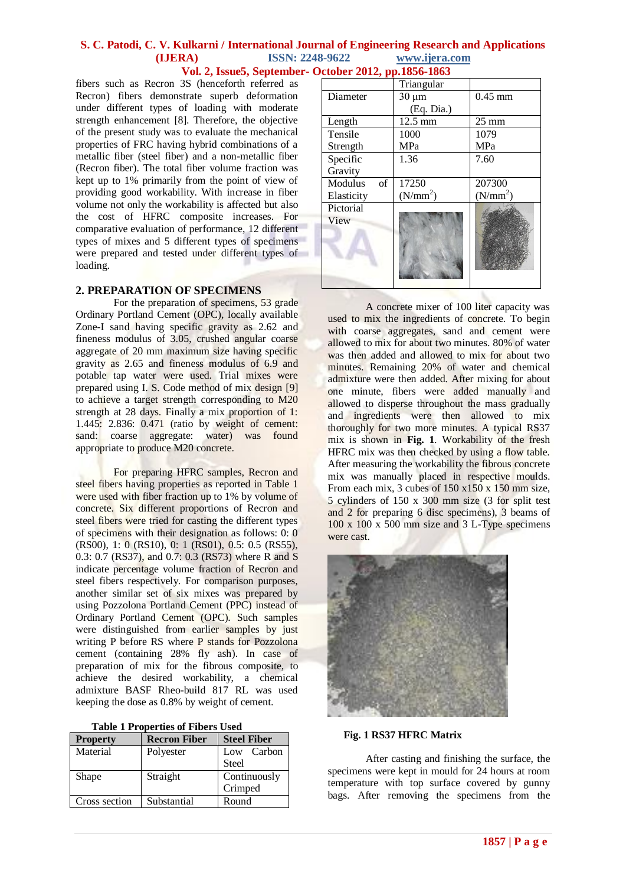fibers such as Recron 3S (henceforth referred as Recron) fibers demonstrate superb deformation under different types of loading with moderate strength enhancement [8]. Therefore, the objective of the present study was to evaluate the mechanical properties of FRC having hybrid combinations of a metallic fiber (steel fiber) and a non-metallic fiber (Recron fiber). The total fiber volume fraction was kept up to 1% primarily from the point of view of providing good workability. With increase in fiber volume not only the workability is affected but also the cost of HFRC composite increases. For comparative evaluation of performance, 12 different types of mixes and 5 different types of specimens were prepared and tested under different types of loading.

## 2. PREPARATION OF SPECIMENS

For the preparation of specimens, 53 grade Ordinary Portland Cement (OPC), locally available Zone-I sand having specific gravity as 2.62 and fineness modulus of 3.05, crushed angular coarse aggregate of 20 mm maximum size having specific gravity as 2.65 and fineness modulus of 6.9 and potable tap water were used. Trial mixes were prepared using I. S. Code method of mix design [9] to achieve a target strength corresponding to M20 strength at 28 days. Finally a mix proportion of 1: 1.445: 2.836: 0.471 (ratio by weight of cement: sand: coarse aggregate: water) was found appropriate to produce M20 concrete.

For preparing HFRC samples, Recron and steel fibers having properties as reported in Table 1 were used with fiber fraction up to 1% by volume of concrete. Six different proportions of Recron and steel fibers were tried for casting the different types of specimens with their designation as follows: 0: 0 (RS00), 1: 0 (RS10), 0: 1 (RS01), 0.5: 0.5 (RS55), 0.3: 0.7 (RS37), and 0.7: 0.3 (RS73) where R and S indicate percentage volume fraction of Recron and steel fibers respectively. For comparison purposes, another similar set of six mixes was prepared by using Pozzolona Portland Cement (PPC) instead of Ordinary Portland Cement (OPC). Such samples were distinguished from earlier samples by just writing P before RS where P stands for Pozzolona cement (containing 28% fly ash). In case of preparation of mix for the fibrous composite, to achieve the desired workability, a chemical admixture BASF Rheo-build 817 RL was used keeping the dose as 0.8% by weight of cement.

**Table 1 Properties of Fibers Used**

| Property | Recron Fiber | Steel Fiber |
|---|---|---|
| Material | Polyester | Low Carbon Steel |
| Shape | Straight | Continuously Crimped |
| Cross section | Substantial Triangular | Round |
| Diameter | 30 µm (Eq. Dia.) | 0.45 mm |
| Length | 12.5 mm | 25 mm |
| Tensile Strength | 1000 MPa | 1079 MPa |
| Specific Gravity | 1.36 | 7.60 |
| Modulus of Elasticity | 17250 ($N/mm^2$) | 207300 ($N/mm^2$) |
| Pictorial View | | |

A concrete mixer of 100 liter capacity was used to mix the ingredients of concrete. To begin with coarse aggregates, sand and cement were allowed to mix for about two minutes. 80% of water was then added and allowed to mix for about two minutes. Remaining 20% of water and chemical admixture were then added. After mixing for about one minute, fibers were added manually and allowed to disperse throughout the mass gradually and ingredients were then allowed to mix thoroughly for two more minutes. A typical RS37 mix is shown in **Fig. 1**. Workability of the fresh HFRC mix was then checked by using a flow table. After measuring the workability the fibrous concrete mix was manually placed in respective moulds. From each mix, 3 cubes of 150 x150 x 150 mm size, 5 cylinders of 150 x 300 mm size (3 for split test and 2 for preparing 6 disc specimens), 3 beams of 100 x 100 x 500 mm size and 3 L-Type specimens were cast.

**Fig. 1 RS37 HFRC Matrix**

After casting and finishing the surface, the specimens were kept in mould for 24 hours at room temperature with top surface covered by gunny bags. After removing the specimens from the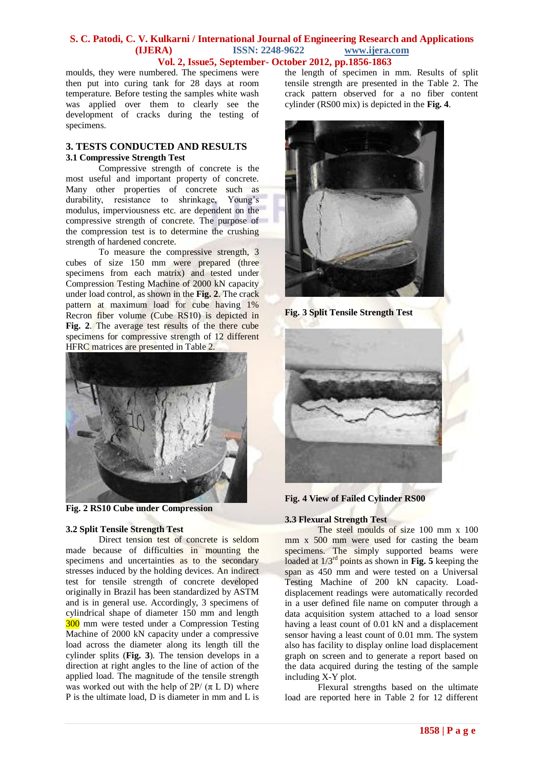moulds, they were numbered. The specimens were then put into curing tank for 28 days at room temperature. Before testing the samples white wash was applied over them to clearly see the development of cracks during the testing of specimens.

## 3. TESTS CONDUCTED AND RESULTS

### 3.1 Compressive Strength Test

Compressive strength of concrete is the most useful and important property of concrete. Many other properties of concrete such as durability, resistance to shrinkage, Young's modulus, imperviousness etc. are dependent on the compressive strength of concrete. The purpose of the compression test is to determine the crushing strength of hardened concrete.

To measure the compressive strength, 3 cubes of size 150 mm were prepared (three specimens from each matrix) and tested under Compression Testing Machine of 2000 kN capacity under load control, as shown in the **Fig. 2**. The crack pattern at maximum load for cube having 1% Recron fiber volume (Cube RS10) is depicted in **Fig. 2**. The average test results of the there cube specimens for compressive strength of 12 different HFRC matrices are presented in Table 2.

**Fig. 2 RS10 Cube under Compression**

### 3.2 Split Tensile Strength Test

Direct tension test of concrete is seldom made because of difficulties in mounting the specimens and uncertainties as to the secondary stresses induced by the holding devices. An indirect test for tensile strength of concrete developed originally in Brazil has been standardized by ASTM and is in general use. Accordingly, 3 specimens of cylindrical shape of diameter 150 mm and length 300 mm were tested under a Compression Testing Machine of 2000 kN capacity under a compressive load across the diameter along its length till the cylinder splits (**Fig. 3**). The tension develops in a direction at right angles to the line of action of the applied load. The magnitude of the tensile strength was worked out with the help of $2P/(\pi L D)$ where P is the ultimate load, D is diameter in mm and L is the length of specimen in mm. Results of split tensile strength are presented in the Table 2. The crack pattern observed for a no fiber content cylinder (RS00 mix) is depicted in the **Fig. 4**.

**Fig. 3 Split Tensile Strength Test**

**Fig. 4 View of Failed Cylinder RS00**

### 3.3 Flexural Strength Test

The steel moulds of size 100 mm x 100 mm x 500 mm were used for casting the beam specimens. The simply supported beams were loaded at $1/3^{rd}$ points as shown in **Fig. 5** keeping the span as 450 mm and were tested on a Universal Testing Machine of 200 kN capacity. Load-displacement readings were automatically recorded in a user defined file name on computer through a data acquisition system attached to a load sensor having a least count of 0.01 kN and a displacement sensor having a least count of 0.01 mm. The system also has facility to display online load displacement graph on screen and to generate a report based on the data acquired during the testing of the sample including X-Y plot.

Flexural strengths based on the ultimate load are reported here in Table 2 for 12 different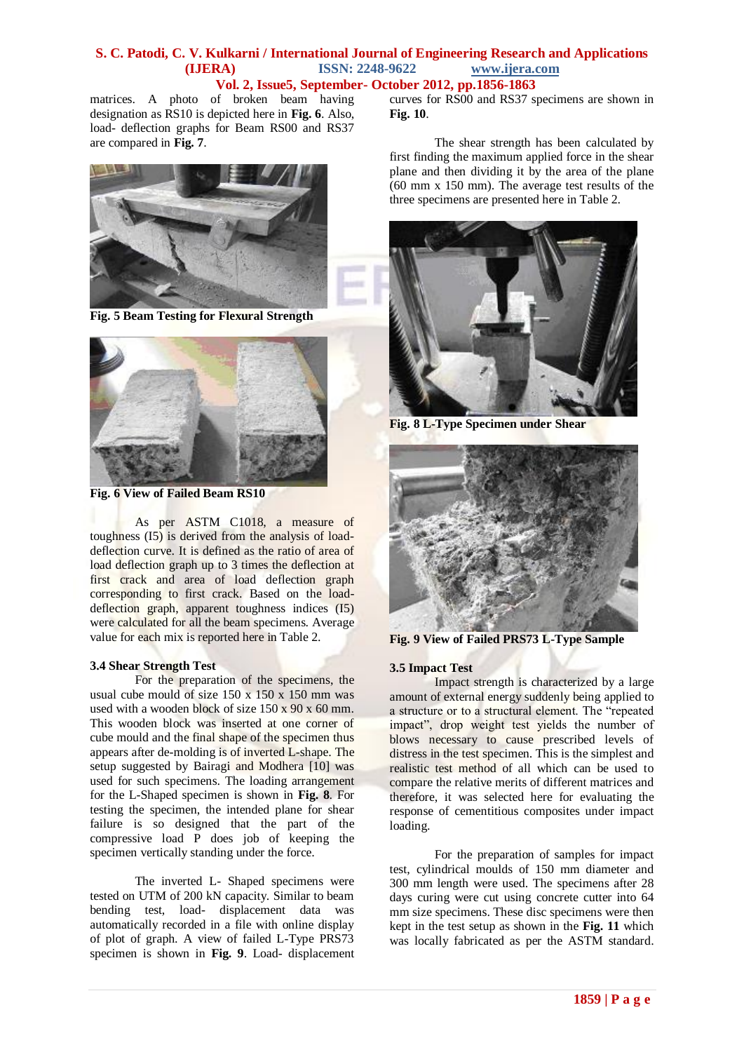matrices. A photo of broken beam having designation as RS10 is depicted here in **Fig. 6**. Also, load- deflection graphs for Beam RS00 and RS37 are compared in **Fig. 7**.

**Fig. 5 Beam Testing for Flexural Strength**

**Fig. 6 View of Failed Beam RS10**

As per ASTM C1018, a measure of toughness (I5) is derived from the analysis of load-deflection curve. It is defined as the ratio of area of load deflection graph up to 3 times the deflection at first crack and area of load deflection graph corresponding to first crack. Based on the load-deflection graph, apparent toughness indices (I5) were calculated for all the beam specimens. Average value for each mix is reported here in Table 2.

### 3.4 Shear Strength Test

For the preparation of the specimens, the usual cube mould of size 150 x 150 x 150 mm was used with a wooden block of size 150 x 90 x 60 mm. This wooden block was inserted at one corner of cube mould and the final shape of the specimen thus appears after de-molding is of inverted L-shape. The setup suggested by Bairagi and Modhera [10] was used for such specimens. The loading arrangement for the L-Shaped specimen is shown in **Fig. 8**. For testing the specimen, the intended plane for shear failure is so designed that the part of the compressive load P does job of keeping the specimen vertically standing under the force.

The inverted L- Shaped specimens were tested on UTM of 200 kN capacity. Similar to beam bending test, load- displacement data was automatically recorded in a file with online display of plot of graph. A view of failed L-Type PRS73 specimen is shown in **Fig. 9**. Load- displacement curves for RS00 and RS37 specimens are shown in **Fig. 10**.

The shear strength has been calculated by first finding the maximum applied force in the shear plane and then dividing it by the area of the plane (60 mm x 150 mm). The average test results of the three specimens are presented here in Table 2.

**Fig. 8 L-Type Specimen under Shear**

**Fig. 9 View of Failed PRS73 L-Type Sample**

### 3.5 Impact Test

Impact strength is characterized by a large amount of external energy suddenly being applied to a structure or to a structural element. The "repeated impact", drop weight test yields the number of blows necessary to cause prescribed levels of distress in the test specimen. This is the simplest and realistic test method of all which can be used to compare the relative merits of different matrices and therefore, it was selected here for evaluating the response of cementitious composites under impact loading.

For the preparation of samples for impact test, cylindrical moulds of 150 mm diameter and 300 mm length were used. The specimens after 28 days curing were cut using concrete cutter into 64 mm size specimens. These disc specimens were then kept in the test setup as shown in the **Fig. 11** which was locally fabricated as per the ASTM standard.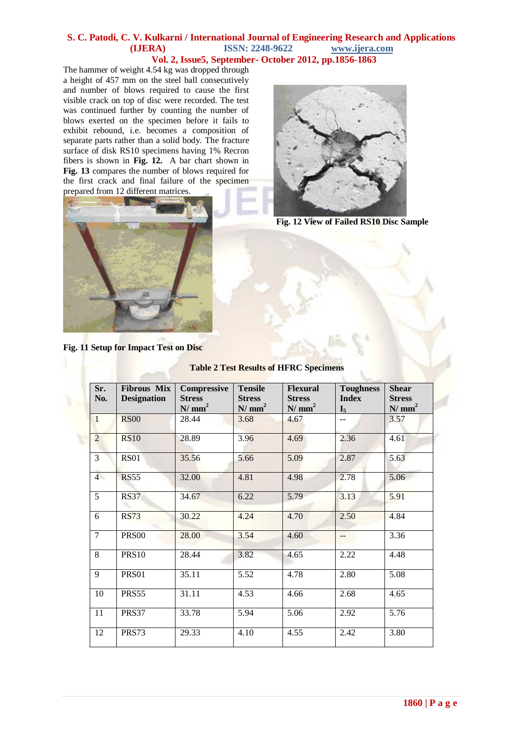The hammer of weight 4.54 kg was dropped through a height of 457 mm on the steel ball consecutively and number of blows required to cause the first visible crack on top of disc were recorded. The test was continued further by counting the number of blows exerted on the specimen before it fails to exhibit rebound, i.e. becomes a composition of separate parts rather than a solid body. The fracture surface of disk RS10 specimens having 1% Recron fibers is shown in **Fig. 12.** A bar chart shown in **Fig. 13** compares the number of blows required for the first crack and final failure of the specimen prepared from 12 different matrices.

**Fig. 11 Setup for Impact Test on Disc**

**Fig. 12 View of Failed RS10 Disc Sample**

**Table 2 Test Results of HFRC Specimens**

| Sr. No. | Fibrous Mix Designation | Compressive Stress $N/mm^2$ | Tensile Stress $N/mm^2$ | Flexural Stress $N/mm^2$ | Toughness Index $I_5$ | Shear Stress $N/mm^2$ |
|---|---|---|---|---|---|---|
| 1 | RS00 | 28.44 | 3.68 | 4.67 | -- | 3.57 |
| 2 | RS10 | 28.89 | 3.96 | 4.69 | 2.36 | 4.61 |
| 3 | RS01 | 35.56 | 5.66 | 5.09 | 2.87 | 5.63 |
| 4 | RS55 | 32.00 | 4.81 | 4.98 | 2.78 | 5.06 |
| 5 | RS37 | 34.67 | 6.22 | 5.79 | 3.13 | 5.91 |
| 6 | RS73 | 30.22 | 4.24 | 4.70 | 2.50 | 4.84 |
| 7 | PRS00 | 28.00 | 3.54 | 4.60 | -- | 3.36 |
| 8 | PRS10 | 28.44 | 3.82 | 4.65 | 2.22 | 4.48 |
| 9 | PRS01 | 35.11 | 5.52 | 4.78 | 2.80 | 5.08 |
| 10 | PRS55 | 31.11 | 4.53 | 4.66 | 2.68 | 4.65 |
| 11 | PRS37 | 33.78 | 5.94 | 5.06 | 2.92 | 5.76 |
| 12 | PRS73 | 29.33 | 4.10 | 4.55 | 2.42 | 3.80 |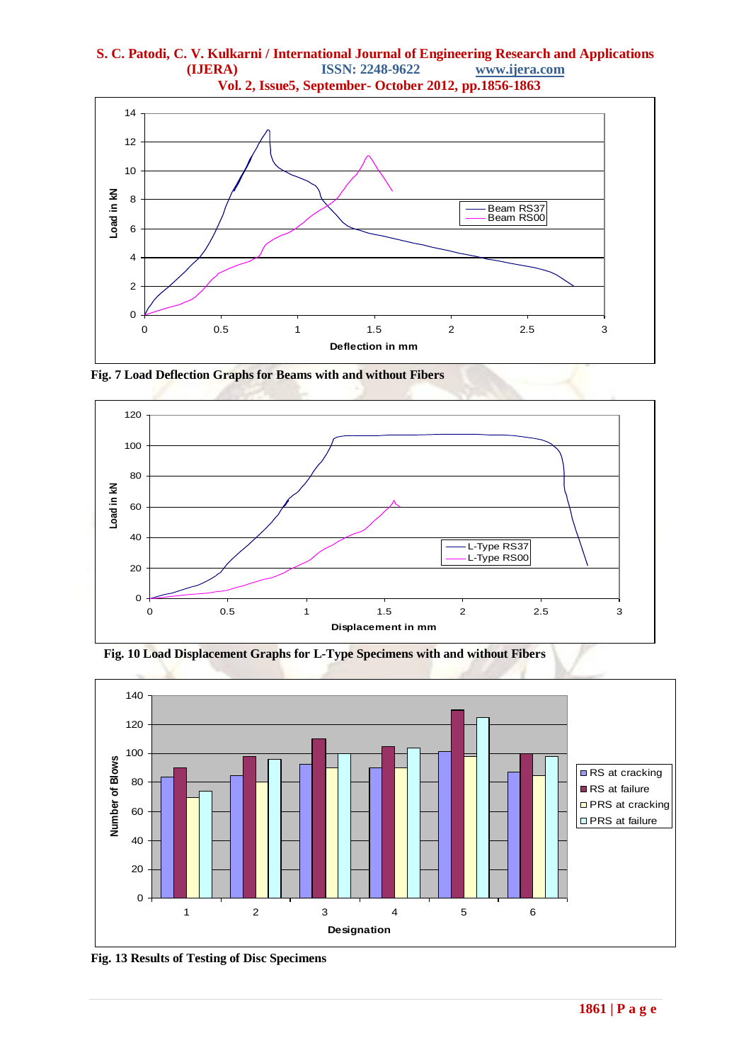Fig. 7 Load Deflection Graphs for Beams with and without Fibers

Fig. 10 Load Displacement Graphs for L-Type Specimens with and without Fibers

Fig. 13 Results of Testing of Disc Specimens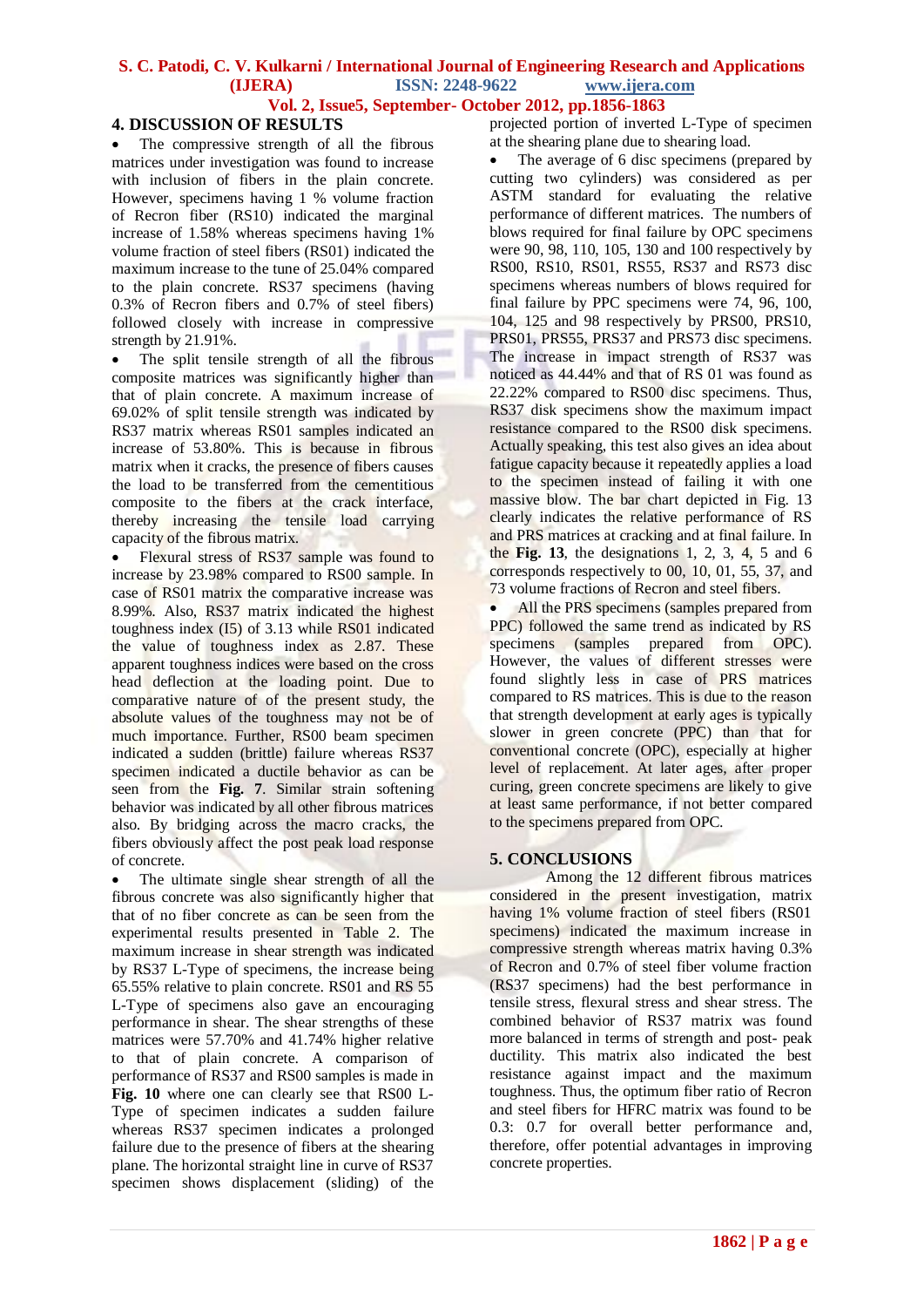## 4. DISCUSSION OF RESULTS

- The compressive strength of all the fibrous matrices under investigation was found to increase with inclusion of fibers in the plain concrete. However, specimens having 1 % volume fraction of Recron fiber (RS10) indicated the marginal increase of 1.58% whereas specimens having 1% volume fraction of steel fibers (RS01) indicated the maximum increase to the tune of 25.04% compared to the plain concrete. RS37 specimens (having 0.3% of Recron fibers and 0.7% of steel fibers) followed closely with increase in compressive strength by 21.91%.
- The split tensile strength of all the fibrous composite matrices was significantly higher than that of plain concrete. A maximum increase of 69.02% of split tensile strength was indicated by RS37 matrix whereas RS01 samples indicated an increase of 53.80%. This is because in fibrous matrix when it cracks, the presence of fibers causes the load to be transferred from the cementitious composite to the fibers at the crack interface, thereby increasing the tensile load carrying capacity of the fibrous matrix.
- Flexural stress of RS37 sample was found to increase by 23.98% compared to RS00 sample. In case of RS01 matrix the comparative increase was 8.99%. Also, RS37 matrix indicated the highest toughness index (I5) of 3.13 while RS01 indicated the value of toughness index as 2.87. These apparent toughness indices were based on the cross head deflection at the loading point. Due to comparative nature of of the present study, the absolute values of the toughness may not be of much importance. Further, RS00 beam specimen indicated a sudden (brittle) failure whereas RS37 specimen indicated a ductile behavior as can be seen from the **Fig. 7**. Similar strain softening behavior was indicated by all other fibrous matrices also. By bridging across the macro cracks, the fibers obviously affect the post peak load response of concrete.
- The ultimate single shear strength of all the fibrous concrete was also significantly higher that that of no fiber concrete as can be seen from the experimental results presented in Table 2. The maximum increase in shear strength was indicated by RS37 L-Type of specimens, the increase being 65.55% relative to plain concrete. RS01 and RS 55 L-Type of specimens also gave an encouraging performance in shear. The shear strengths of these matrices were 57.70% and 41.74% higher relative to that of plain concrete. A comparison of performance of RS37 and RS00 samples is made in **Fig. 10** where one can clearly see that RS00 L-Type of specimen indicates a sudden failure whereas RS37 specimen indicates a prolonged failure due to the presence of fibers at the shearing plane. The horizontal straight line in curve of RS37 specimen shows displacement (sliding) of the projected portion of inverted L-Type of specimen at the shearing plane due to shearing load.
- The average of 6 disc specimens (prepared by cutting two cylinders) was considered as per ASTM standard for evaluating the relative performance of different matrices. The numbers of blows required for final failure by OPC specimens were 90, 98, 110, 105, 130 and 100 respectively by RS00, RS10, RS01, RS55, RS37 and RS73 disc specimens whereas numbers of blows required for final failure by PPC specimens were 74, 96, 100, 104, 125 and 98 respectively by PRS00, PRS10, PRS01, PRS55, PRS37 and PRS73 disc specimens. The increase in impact strength of RS37 was noticed as 44.44% and that of RS 01 was found as 22.22% compared to RS00 disc specimens. Thus, RS37 disk specimens show the maximum impact resistance compared to the RS00 disk specimens. Actually speaking, this test also gives an idea about fatigue capacity because it repeatedly applies a load to the specimen instead of failing it with one massive blow. The bar chart depicted in Fig. 13 clearly indicates the relative performance of RS and PRS matrices at cracking and at final failure. In the **Fig. 13**, the designations 1, 2, 3, 4, 5 and 6 corresponds respectively to 00, 10, 01, 55, 37, and 73 volume fractions of Recron and steel fibers.
- All the PRS specimens (samples prepared from PPC) followed the same trend as indicated by RS specimens (samples prepared from OPC). However, the values of different stresses were found slightly less in case of PRS matrices compared to RS matrices. This is due to the reason that strength development at early ages is typically slower in green concrete (PPC) than that for conventional concrete (OPC), especially at higher level of replacement. At later ages, after proper curing, green concrete specimens are likely to give at least same performance, if not better compared to the specimens prepared from OPC.

## 5. CONCLUSIONS

Among the 12 different fibrous matrices considered in the present investigation, matrix having 1% volume fraction of steel fibers (RS01 specimens) indicated the maximum increase in compressive strength whereas matrix having 0.3% of Recron and 0.7% of steel fiber volume fraction (RS37 specimens) had the best performance in tensile stress, flexural stress and shear stress. The combined behavior of RS37 matrix was found more balanced in terms of strength and post- peak ductility. This matrix also indicated the best resistance against impact and the maximum toughness. Thus, the optimum fiber ratio of Recron and steel fibers for HFRC matrix was found to be 0.3: 0.7 for overall better performance and, therefore, offer potential advantages in improving concrete properties.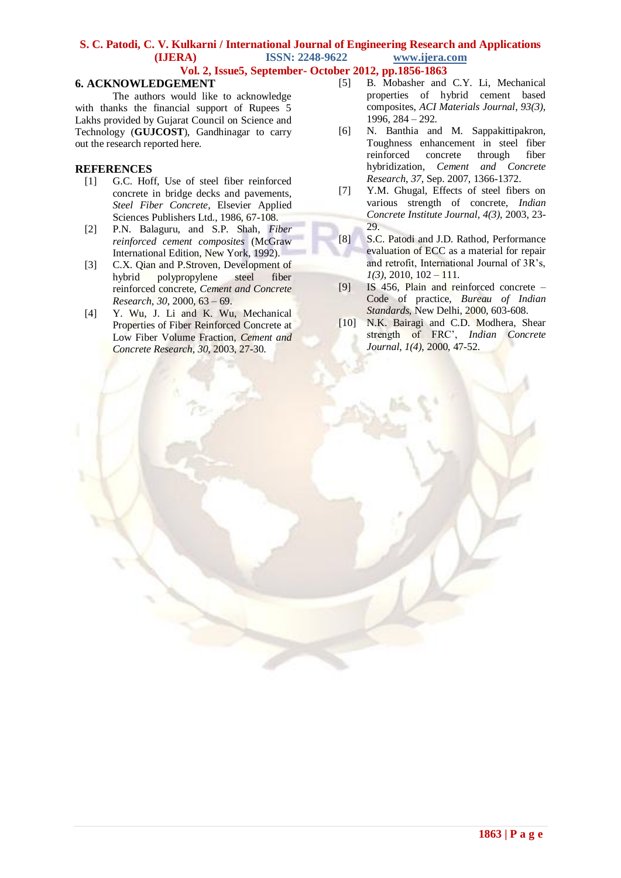## 6. ACKNOWLEDGEMENT

The authors would like to acknowledge with thanks the financial support of Rupees 5 Lakhs provided by Gujarat Council on Science and Technology (**GUJCOST**), Gandhinagar to carry out the research reported here.

## REFERENCES

[1] G.C. Hoff, Use of steel fiber reinforced concrete in bridge decks and pavements, *Steel Fiber Concrete*, Elsevier Applied Sciences Publishers Ltd., 1986, 67-108.

[2] P.N. Balaguru, and S.P. Shah, *Fiber reinforced cement composites* (McGraw International Edition, New York, 1992).

[3] C.X. Qian and P.Stroven, Development of hybrid polypropylene steel fiber reinforced concrete, *Cement and Concrete Research*, *30*, 2000, 63 – 69.

[4] Y. Wu, J. Li and K. Wu, Mechanical Properties of Fiber Reinforced Concrete at Low Fiber Volume Fraction, *Cement and Concrete Research*, *30*, 2003, 27-30.

[5] B. Mobasher and C.Y. Li, Mechanical properties of hybrid cement based composites, *ACI Materials Journal*, *93(3)*, 1996, 284 – 292.

[6] N. Banthia and M. Sappakittipakron, Toughness enhancement in steel fiber reinforced concrete through fiber hybridization, *Cement and Concrete Research*, *37*, Sep. 2007, 1366-1372.

[7] Y.M. Ghugal, Effects of steel fibers on various strength of concrete, *Indian Concrete Institute Journal*, *4(3)*, 2003, 23-29.

[8] S.C. Patodi and J.D. Rathod, Performance evaluation of ECC as a material for repair and retrofit, International Journal of 3R's, *1(3)*, 2010, 102 – 111.

[9] IS 456, Plain and reinforced concrete – Code of practice, *Bureau of Indian Standards*, New Delhi, 2000, 603-608.

[10] N.K. Bairagi and C.D. Modhera, Shear strength of FRC', *Indian Concrete Journal*, *1(4)*, 2000, 47-52.